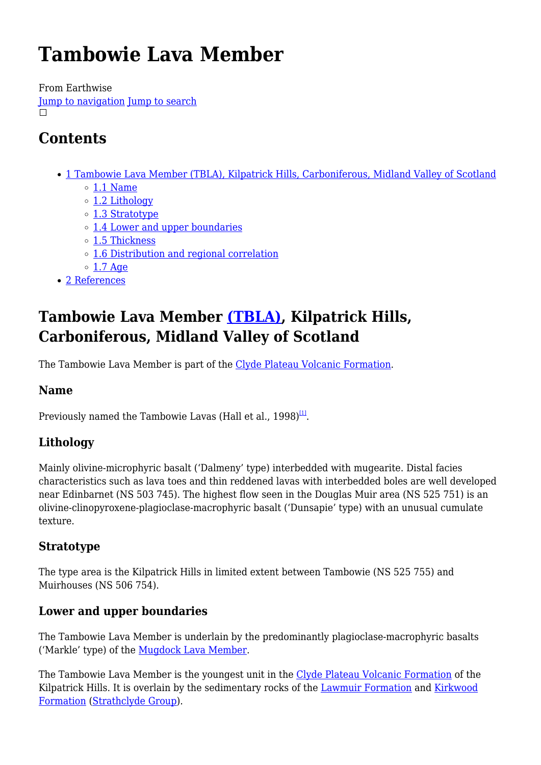# Tambowie Lava Member

From Earthwise

Jump to navigation Jump to search

## Contents

- 1 Tambowie Lava Member (TBLA), Kilpatrick Hills, Carboniferous, Midland Valley of Scotland
  - 1.1 Name
  - 1.2 Lithology
  - 1.3 Stratotype
  - 1.4 Lower and upper boundaries
  - 1.5 Thickness
  - 1.6 Distribution and regional correlation
  - 1.7 Age
- 2 References

## Tambowie Lava Member (TBLA), Kilpatrick Hills, Carboniferous, Midland Valley of Scotland

The Tambowie Lava Member is part of the Clyde Plateau Volcanic Formation.

### Name

Previously named the Tambowie Lavas (Hall et al., 1998)[1].

### Lithology

Mainly olivine-microphyric basalt (‘Dalmeny’ type) interbedded with mugearite. Distal facies characteristics such as lava toes and thin reddened lavas with interbedded boles are well developed near Edinbarnet (NS 503 745). The highest flow seen in the Douglas Muir area (NS 525 751) is an olivine-clinopyroxene-plagioclase-macrophyric basalt (‘Dunsapie’ type) with an unusual cumulate texture.

### Stratotype

The type area is the Kilpatrick Hills in limited extent between Tambowie (NS 525 755) and Muirhouses (NS 506 754).

### Lower and upper boundaries

The Tambowie Lava Member is underlain by the predominantly plagioclase-macrophyric basalts (‘Markle’ type) of the Mugdock Lava Member.

The Tambowie Lava Member is the youngest unit in the Clyde Plateau Volcanic Formation of the Kilpatrick Hills. It is overlain by the sedimentary rocks of the Lawmuir Formation and Kirkwood Formation (Strathclyde Group).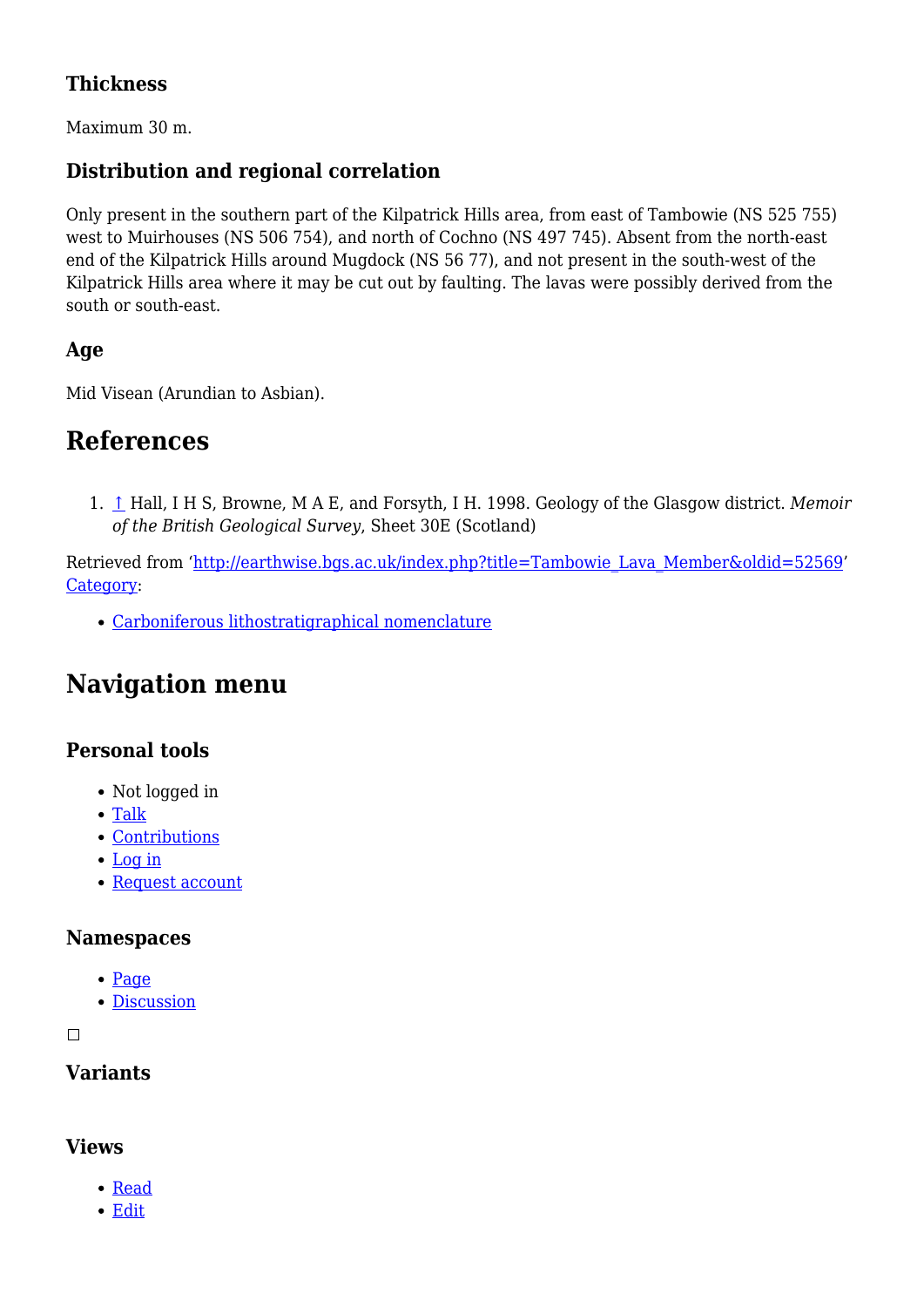### Thickness

Maximum 30 m.

### Distribution and regional correlation

Only present in the southern part of the Kilpatrick Hills area, from east of Tambowie (NS 525 755) west to Muirhouses (NS 506 754), and north of Cochno (NS 497 745). Absent from the north-east end of the Kilpatrick Hills around Mugdock (NS 56 77), and not present in the south-west of the Kilpatrick Hills area where it may be cut out by faulting. The lavas were possibly derived from the south or south-east.

### Age

Mid Visean (Arundian to Asbian).

## References

1. ↑ Hall, I H S, Browne, M A E, and Forsyth, I H. 1998. Geology of the Glasgow district. *Memoir of the British Geological Survey*, Sheet 30E (Scotland)

Retrieved from 'http://earthwise.bgs.ac.uk/index.php?title=Tambowie_Lava_Member&oldid=52569'
Category:

- Carboniferous lithostratigraphical nomenclature

## Navigation menu

### Personal tools

- Not logged in
- Talk
- Contributions
- Log in
- Request account

### Namespaces

- Page
- Discussion

### Variants

### Views

- Read
- Edit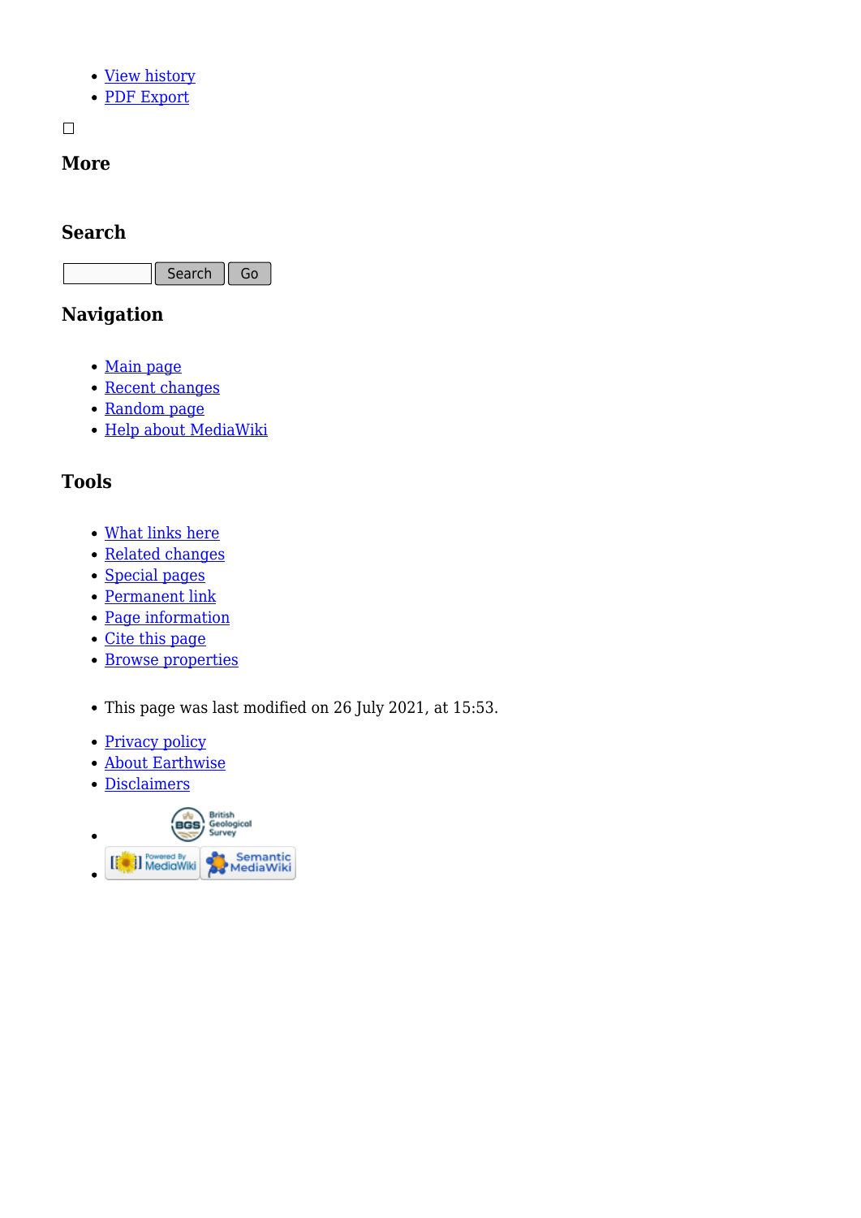- View history
- PDF Export

☐

## More

## Search

Search Go

## Navigation

- Main page
- Recent changes
- Random page
- Help about MediaWiki

## Tools

- What links here
- Related changes
- Special pages
- Permanent link
- Page information
- Cite this page
- Browse properties

- This page was last modified on 26 July 2021, at 15:53.

- Privacy policy
- About Earthwise
- Disclaimers